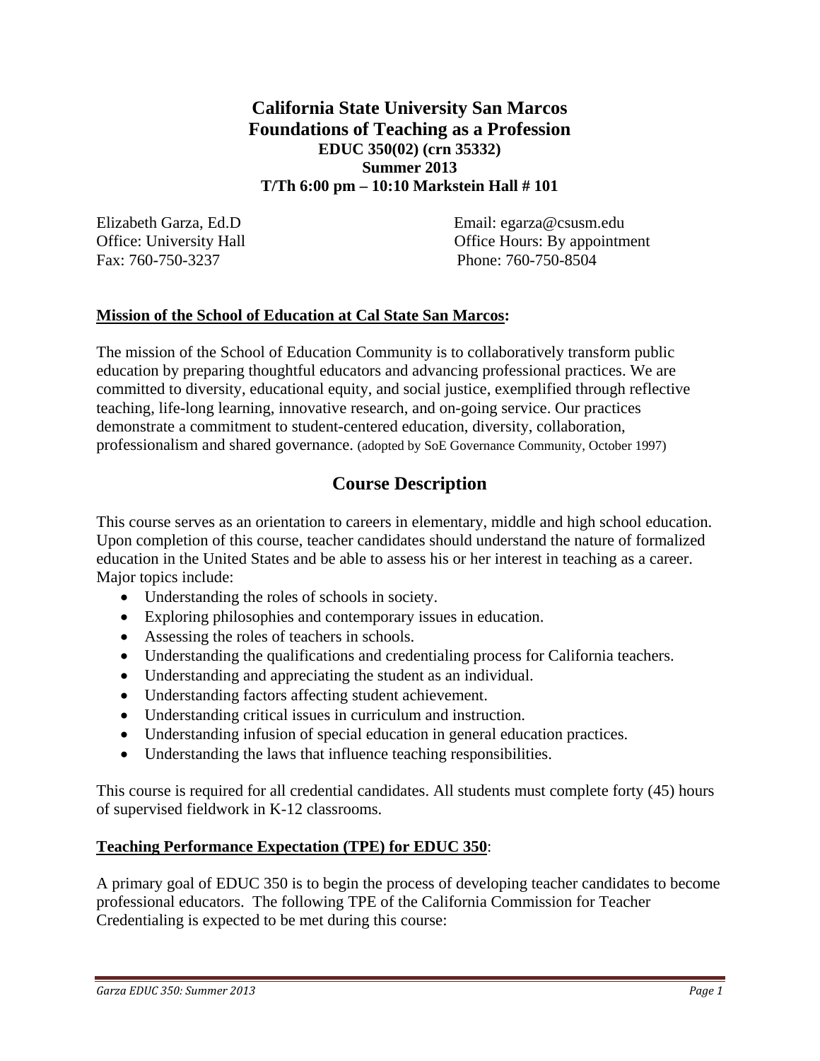# California State University San Marcos
# Foundations of Teaching as a Profession

### EDUC 350(02) (crn 35332)
### Summer 2013
### T/Th 6:00 pm – 10:10 Markstein Hall # 101

Elizabeth Garza, Ed.D
Office: University Hall
Fax: 760-750-3237

Email: egarza@csusm.edu
Office Hours: By appointment
Phone: 760-750-8504

**Mission of the School of Education at Cal State San Marcos:**

The mission of the School of Education Community is to collaboratively transform public education by preparing thoughtful educators and advancing professional practices. We are committed to diversity, educational equity, and social justice, exemplified through reflective teaching, life-long learning, innovative research, and on-going service. Our practices demonstrate a commitment to student-centered education, diversity, collaboration, professionalism and shared governance. (adopted by SoE Governance Community, October 1997)

## Course Description

This course serves as an orientation to careers in elementary, middle and high school education. Upon completion of this course, teacher candidates should understand the nature of formalized education in the United States and be able to assess his or her interest in teaching as a career. Major topics include:

- Understanding the roles of schools in society.
- Exploring philosophies and contemporary issues in education.
- Assessing the roles of teachers in schools.
- Understanding the qualifications and credentialing process for California teachers.
- Understanding and appreciating the student as an individual.
- Understanding factors affecting student achievement.
- Understanding critical issues in curriculum and instruction.
- Understanding infusion of special education in general education practices.
- Understanding the laws that influence teaching responsibilities.

This course is required for all credential candidates. All students must complete forty (45) hours of supervised fieldwork in K-12 classrooms.

**Teaching Performance Expectation (TPE) for EDUC 350**:

A primary goal of EDUC 350 is to begin the process of developing teacher candidates to become professional educators. The following TPE of the California Commission for Teacher Credentialing is expected to be met during this course: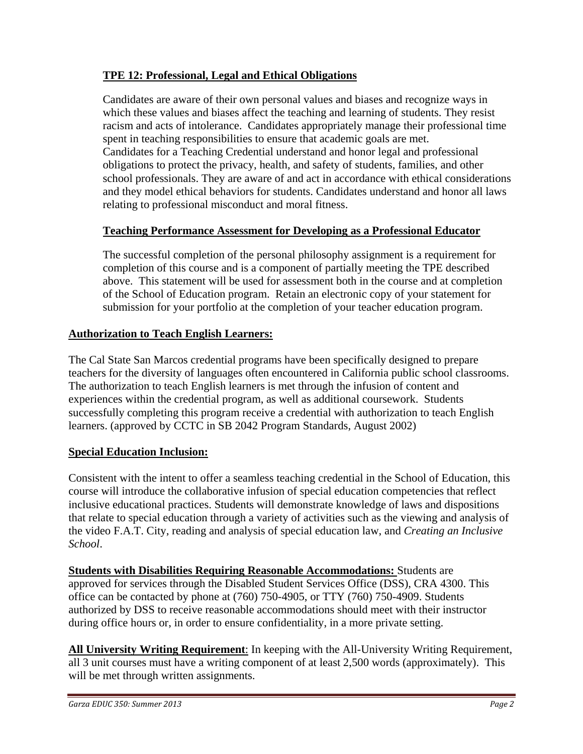**TPE 12: Professional, Legal and Ethical Obligations**

Candidates are aware of their own personal values and biases and recognize ways in which these values and biases affect the teaching and learning of students. They resist racism and acts of intolerance. Candidates appropriately manage their professional time spent in teaching responsibilities to ensure that academic goals are met. Candidates for a Teaching Credential understand and honor legal and professional obligations to protect the privacy, health, and safety of students, families, and other school professionals. They are aware of and act in accordance with ethical considerations and they model ethical behaviors for students. Candidates understand and honor all laws relating to professional misconduct and moral fitness.

**Teaching Performance Assessment for Developing as a Professional Educator**

The successful completion of the personal philosophy assignment is a requirement for completion of this course and is a component of partially meeting the TPE described above. This statement will be used for assessment both in the course and at completion of the School of Education program. Retain an electronic copy of your statement for submission for your portfolio at the completion of your teacher education program.

**Authorization to Teach English Learners:**

The Cal State San Marcos credential programs have been specifically designed to prepare teachers for the diversity of languages often encountered in California public school classrooms. The authorization to teach English learners is met through the infusion of content and experiences within the credential program, as well as additional coursework. Students successfully completing this program receive a credential with authorization to teach English learners. (approved by CCTC in SB 2042 Program Standards, August 2002)

**Special Education Inclusion:**

Consistent with the intent to offer a seamless teaching credential in the School of Education, this course will introduce the collaborative infusion of special education competencies that reflect inclusive educational practices. Students will demonstrate knowledge of laws and dispositions that relate to special education through a variety of activities such as the viewing and analysis of the video F.A.T. City, reading and analysis of special education law, and *Creating an Inclusive School*.

**Students with Disabilities Requiring Reasonable Accommodations:** Students are approved for services through the Disabled Student Services Office (DSS), CRA 4300. This office can be contacted by phone at (760) 750-4905, or TTY (760) 750-4909. Students authorized by DSS to receive reasonable accommodations should meet with their instructor during office hours or, in order to ensure confidentiality, in a more private setting.

**All University Writing Requirement**: In keeping with the All-University Writing Requirement, all 3 unit courses must have a writing component of at least 2,500 words (approximately). This will be met through written assignments.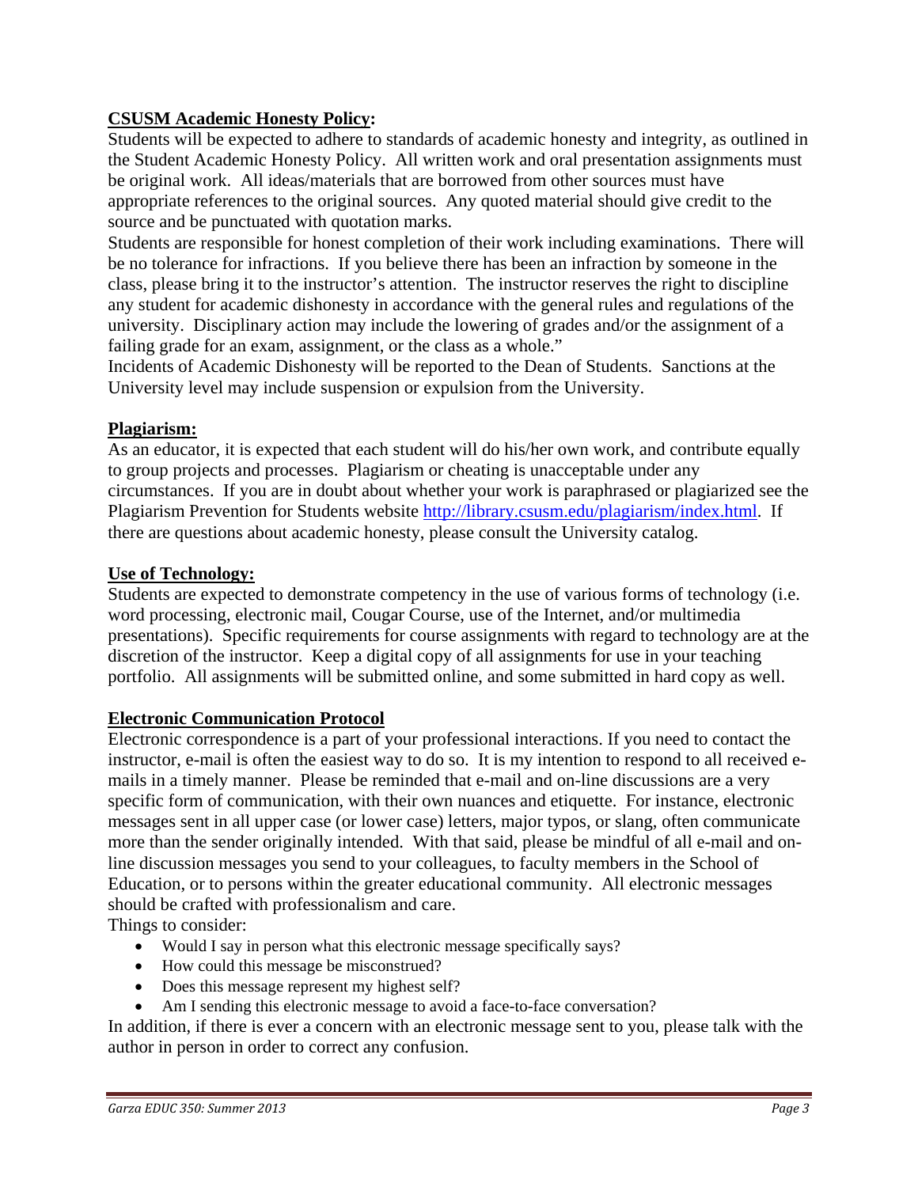## CSUSM Academic Honesty Policy:

Students will be expected to adhere to standards of academic honesty and integrity, as outlined in the Student Academic Honesty Policy. All written work and oral presentation assignments must be original work. All ideas/materials that are borrowed from other sources must have appropriate references to the original sources. Any quoted material should give credit to the source and be punctuated with quotation marks.

Students are responsible for honest completion of their work including examinations. There will be no tolerance for infractions. If you believe there has been an infraction by someone in the class, please bring it to the instructor's attention. The instructor reserves the right to discipline any student for academic dishonesty in accordance with the general rules and regulations of the university. Disciplinary action may include the lowering of grades and/or the assignment of a failing grade for an exam, assignment, or the class as a whole."

Incidents of Academic Dishonesty will be reported to the Dean of Students. Sanctions at the University level may include suspension or expulsion from the University.

## Plagiarism:

As an educator, it is expected that each student will do his/her own work, and contribute equally to group projects and processes. Plagiarism or cheating is unacceptable under any circumstances. If you are in doubt about whether your work is paraphrased or plagiarized see the Plagiarism Prevention for Students website http://library.csusm.edu/plagiarism/index.html. If there are questions about academic honesty, please consult the University catalog.

## Use of Technology:

Students are expected to demonstrate competency in the use of various forms of technology (i.e. word processing, electronic mail, Cougar Course, use of the Internet, and/or multimedia presentations). Specific requirements for course assignments with regard to technology are at the discretion of the instructor. Keep a digital copy of all assignments for use in your teaching portfolio. All assignments will be submitted online, and some submitted in hard copy as well.

## Electronic Communication Protocol

Electronic correspondence is a part of your professional interactions. If you need to contact the instructor, e-mail is often the easiest way to do so. It is my intention to respond to all received e-mails in a timely manner. Please be reminded that e-mail and on-line discussions are a very specific form of communication, with their own nuances and etiquette. For instance, electronic messages sent in all upper case (or lower case) letters, major typos, or slang, often communicate more than the sender originally intended. With that said, please be mindful of all e-mail and on-line discussion messages you send to your colleagues, to faculty members in the School of Education, or to persons within the greater educational community. All electronic messages should be crafted with professionalism and care.

Things to consider:

- Would I say in person what this electronic message specifically says?
- How could this message be misconstrued?
- Does this message represent my highest self?
- Am I sending this electronic message to avoid a face-to-face conversation?

In addition, if there is ever a concern with an electronic message sent to you, please talk with the author in person in order to correct any confusion.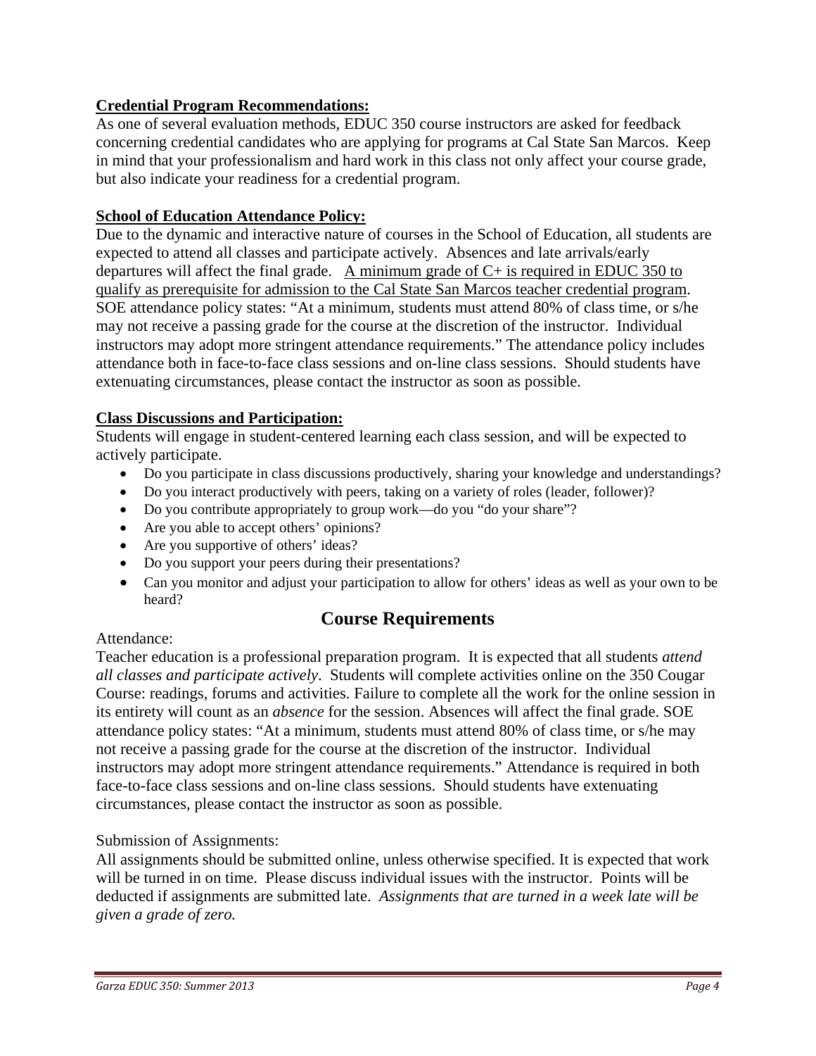**Credential Program Recommendations:**

As one of several evaluation methods, EDUC 350 course instructors are asked for feedback concerning credential candidates who are applying for programs at Cal State San Marcos. Keep in mind that your professionalism and hard work in this class not only affect your course grade, but also indicate your readiness for a credential program.

**School of Education Attendance Policy:**

Due to the dynamic and interactive nature of courses in the School of Education, all students are expected to attend all classes and participate actively. Absences and late arrivals/early departures will affect the final grade. <u>A minimum grade of C+ is required in EDUC 350 to qualify as prerequisite for admission to the Cal State San Marcos teacher credential program</u>. SOE attendance policy states: "At a minimum, students must attend 80% of class time, or s/he may not receive a passing grade for the course at the discretion of the instructor. Individual instructors may adopt more stringent attendance requirements." The attendance policy includes attendance both in face-to-face class sessions and on-line class sessions. Should students have extenuating circumstances, please contact the instructor as soon as possible.

**Class Discussions and Participation:**

Students will engage in student-centered learning each class session, and will be expected to actively participate.

- Do you participate in class discussions productively, sharing your knowledge and understandings?
- Do you interact productively with peers, taking on a variety of roles (leader, follower)?
- Do you contribute appropriately to group work—do you "do your share"?
- Are you able to accept others' opinions?
- Are you supportive of others' ideas?
- Do you support your peers during their presentations?
- Can you monitor and adjust your participation to allow for others' ideas as well as your own to be heard?

## Course Requirements

Attendance:

Teacher education is a professional preparation program. It is expected that all students *attend all classes and participate actively*. Students will complete activities online on the 350 Cougar Course: readings, forums and activities. Failure to complete all the work for the online session in its entirety will count as an *absence* for the session. Absences will affect the final grade. SOE attendance policy states: "At a minimum, students must attend 80% of class time, or s/he may not receive a passing grade for the course at the discretion of the instructor. Individual instructors may adopt more stringent attendance requirements." Attendance is required in both face-to-face class sessions and on-line class sessions. Should students have extenuating circumstances, please contact the instructor as soon as possible.

Submission of Assignments:

All assignments should be submitted online, unless otherwise specified. It is expected that work will be turned in on time. Please discuss individual issues with the instructor. Points will be deducted if assignments are submitted late. *Assignments that are turned in a week late will be given a grade of zero.*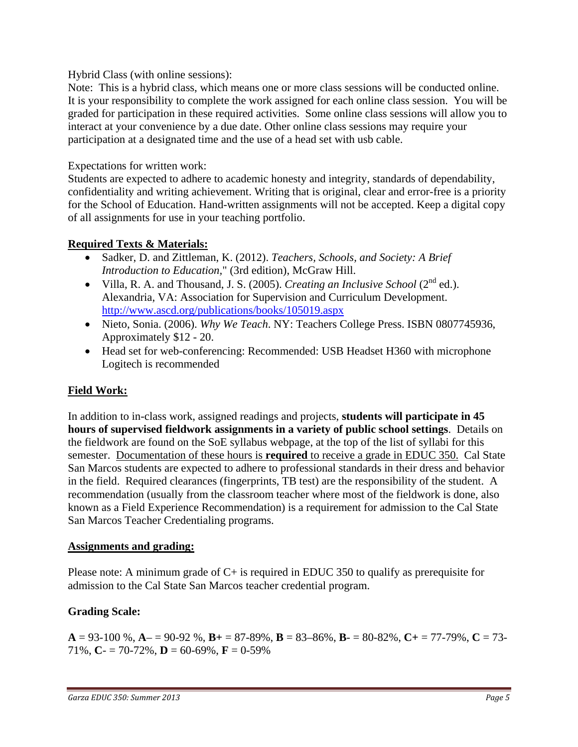Hybrid Class (with online sessions):

Note: This is a hybrid class, which means one or more class sessions will be conducted online. It is your responsibility to complete the work assigned for each online class session. You will be graded for participation in these required activities. Some online class sessions will allow you to interact at your convenience by a due date. Other online class sessions may require your participation at a designated time and the use of a head set with usb cable.

Expectations for written work:

Students are expected to adhere to academic honesty and integrity, standards of dependability, confidentiality and writing achievement. Writing that is original, clear and error-free is a priority for the School of Education. Hand-written assignments will not be accepted. Keep a digital copy of all assignments for use in your teaching portfolio.

## Required Texts & Materials:

- Sadker, D. and Zittleman, K. (2012). *Teachers, Schools, and Society: A Brief Introduction to Education,*" (3rd edition), McGraw Hill.
- Villa, R. A. and Thousand, J. S. (2005). *Creating an Inclusive School* (2nd ed.). Alexandria, VA: Association for Supervision and Curriculum Development. http://www.ascd.org/publications/books/105019.aspx
- Nieto, Sonia. (2006). *Why We Teach*. NY: Teachers College Press. ISBN 0807745936, Approximately $12 - 20.
- Head set for web-conferencing: Recommended: USB Headset H360 with microphone Logitech is recommended

## Field Work:

In addition to in-class work, assigned readings and projects, **students will participate in 45 hours of supervised fieldwork assignments in a variety of public school settings**. Details on the fieldwork are found on the SoE syllabus webpage, at the top of the list of syllabi for this semester. Documentation of these hours is **required** to receive a grade in EDUC 350. Cal State San Marcos students are expected to adhere to professional standards in their dress and behavior in the field. Required clearances (fingerprints, TB test) are the responsibility of the student. A recommendation (usually from the classroom teacher where most of the fieldwork is done, also known as a Field Experience Recommendation) is a requirement for admission to the Cal State San Marcos Teacher Credentialing programs.

## Assignments and grading:

Please note: A minimum grade of C+ is required in EDUC 350 to qualify as prerequisite for admission to the Cal State San Marcos teacher credential program.

### Grading Scale:

**A** = 93-100 %, **A**– = 90-92 %, **B+** = 87-89%, **B** = 83–86%, **B**- = 80-82%, **C+** = 77-79%, **C** = 73-71%, **C**- = 70-72%, **D** = 60-69%, **F** = 0-59%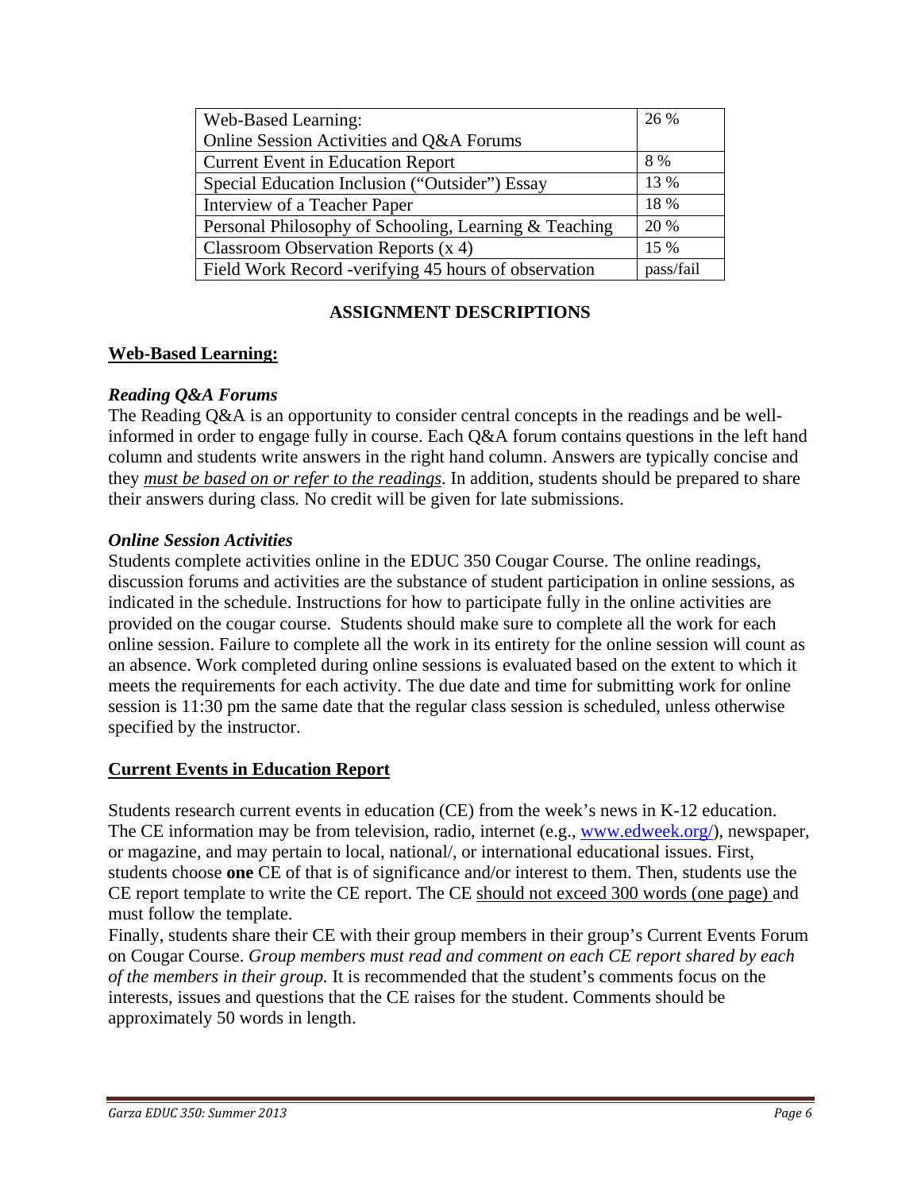| Web-Based Learning:<br>Online Session Activities and Q&A Forums | 26 % |
|---|---|
| Current Event in Education Report | 8 % |
| Special Education Inclusion ("Outsider") Essay | 13 % |
| Interview of a Teacher Paper | 18 % |
| Personal Philosophy of Schooling, Learning & Teaching | 20 % |
| Classroom Observation Reports (x 4) | 15 % |
| Field Work Record -verifying 45 hours of observation | pass/fail |

## ASSIGNMENT DESCRIPTIONS

### <u>Web-Based Learning:</u>

***Reading Q&A Forums***

The Reading Q&A is an opportunity to consider central concepts in the readings and be well-informed in order to engage fully in course. Each Q&A forum contains questions in the left hand column and students write answers in the right hand column. Answers are typically concise and they *<u>must be based on or refer to the readings</u>*. In addition, students should be prepared to share their answers during class. No credit will be given for late submissions.

***Online Session Activities***

Students complete activities online in the EDUC 350 Cougar Course. The online readings, discussion forums and activities are the substance of student participation in online sessions, as indicated in the schedule. Instructions for how to participate fully in the online activities are provided on the cougar course. Students should make sure to complete all the work for each online session. Failure to complete all the work in its entirety for the online session will count as an absence. Work completed during online sessions is evaluated based on the extent to which it meets the requirements for each activity. The due date and time for submitting work for online session is 11:30 pm the same date that the regular class session is scheduled, unless otherwise specified by the instructor.

### <u>Current Events in Education Report</u>

Students research current events in education (CE) from the week's news in K-12 education. The CE information may be from television, radio, internet (e.g., www.edweek.org/), newspaper, or magazine, and may pertain to local, national/, or international educational issues. First, students choose **one** CE of that is of significance and/or interest to them. Then, students use the CE report template to write the CE report. The CE <u>should not exceed 300 words (one page)</u> and must follow the template.

Finally, students share their CE with their group members in their group's Current Events Forum on Cougar Course. *Group members must read and comment on each CE report shared by each of the members in their group.* It is recommended that the student's comments focus on the interests, issues and questions that the CE raises for the student. Comments should be approximately 50 words in length.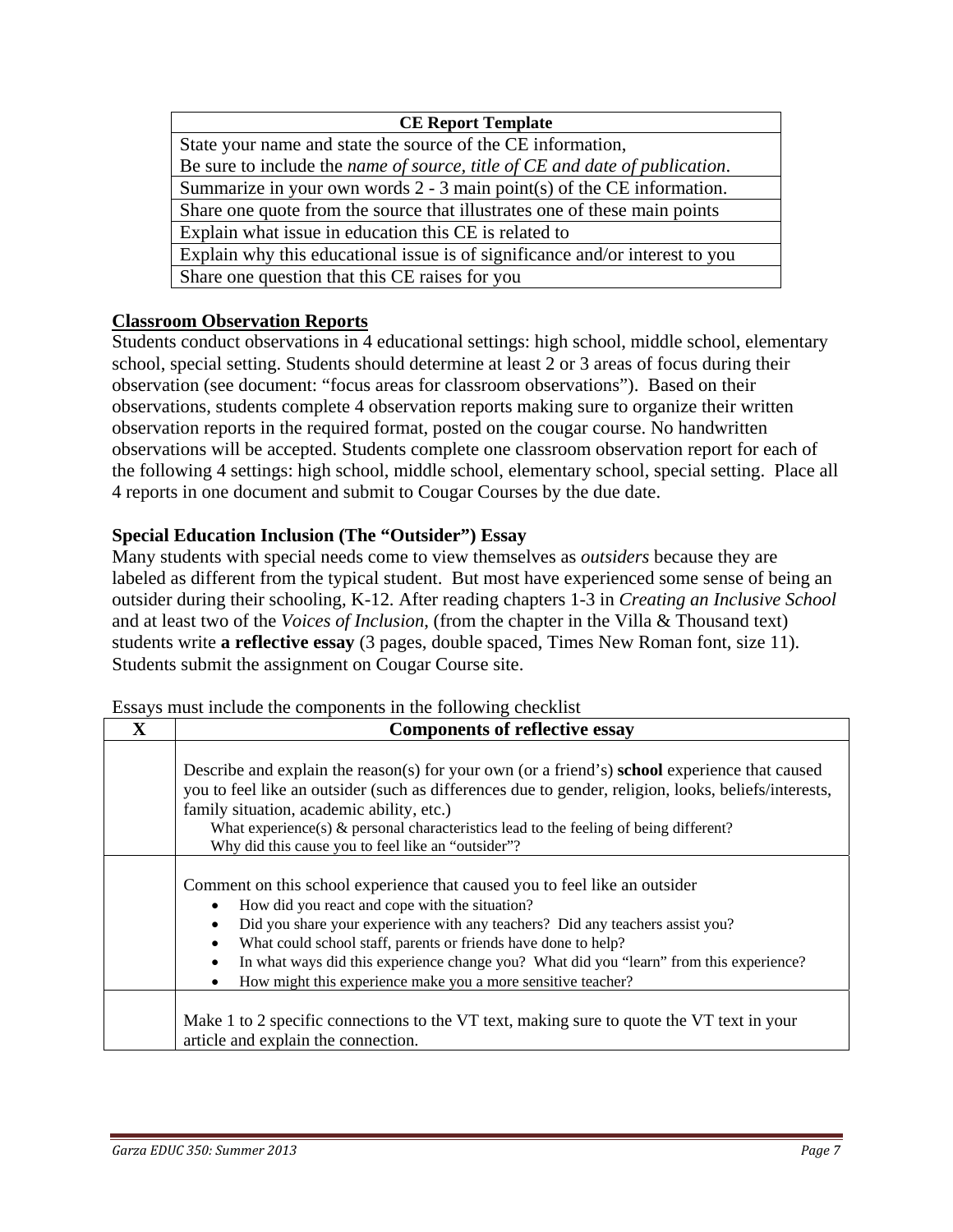| CE Report Template |
|---|
| State your name and state the source of the CE information, Be sure to include the *name of source, title of CE and date of publication*. |
| Summarize in your own words 2 - 3 main point(s) of the CE information. |
| Share one quote from the source that illustrates one of these main points |
| Explain what issue in education this CE is related to |
| Explain why this educational issue is of significance and/or interest to you |
| Share one question that this CE raises for you |

**Classroom Observation Reports**

Students conduct observations in 4 educational settings: high school, middle school, elementary school, special setting. Students should determine at least 2 or 3 areas of focus during their observation (see document: "focus areas for classroom observations"). Based on their observations, students complete 4 observation reports making sure to organize their written observation reports in the required format, posted on the cougar course. No handwritten observations will be accepted. Students complete one classroom observation report for each of the following 4 settings: high school, middle school, elementary school, special setting. Place all 4 reports in one document and submit to Cougar Courses by the due date.

**Special Education Inclusion (The "Outsider") Essay**

Many students with special needs come to view themselves as *outsiders* because they are labeled as different from the typical student. But most have experienced some sense of being an outsider during their schooling, K-12. After reading chapters 1-3 in *Creating an Inclusive School* and at least two of the *Voices of Inclusion*, (from the chapter in the Villa & Thousand text) students write **a reflective essay** (3 pages, double spaced, Times New Roman font, size 11). Students submit the assignment on Cougar Course site.

Essays must include the components in the following checklist

| X | Components of reflective essay |
|---|---|
| | Describe and explain the reason(s) for your own (or a friend's) **school** experience that caused you to feel like an outsider (such as differences due to gender, religion, looks, beliefs/interests, family situation, academic ability, etc.)<br>What experience(s) & personal characteristics lead to the feeling of being different?<br>Why did this cause you to feel like an "outsider"? |
| | Comment on this school experience that caused you to feel like an outsider<br>• How did you react and cope with the situation?<br>• Did you share your experience with any teachers? Did any teachers assist you?<br>• What could school staff, parents or friends have done to help?<br>• In what ways did this experience change you? What did you "learn" from this experience?<br>• How might this experience make you a more sensitive teacher? |
| | Make 1 to 2 specific connections to the VT text, making sure to quote the VT text in your article and explain the connection. |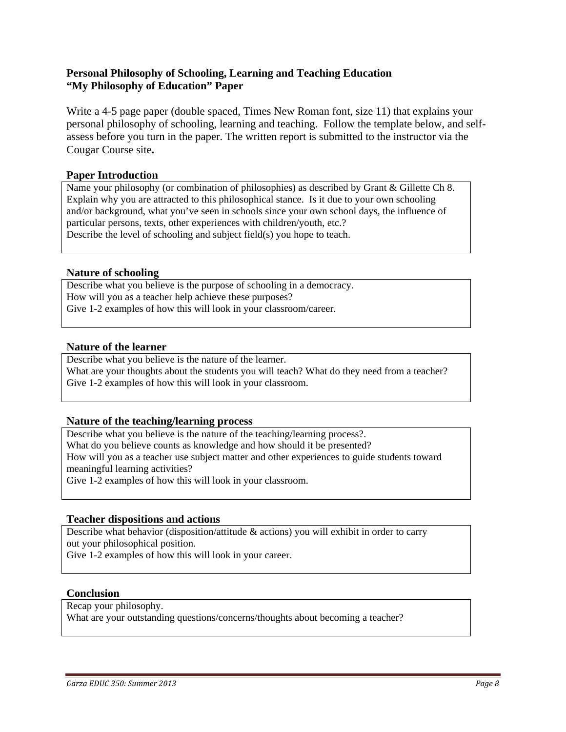**Personal Philosophy of Schooling, Learning and Teaching Education**
**"My Philosophy of Education" Paper**

Write a 4-5 page paper (double spaced, Times New Roman font, size 11) that explains your personal philosophy of schooling, learning and teaching. Follow the template below, and self-assess before you turn in the paper. The written report is submitted to the instructor via the Cougar Course site**.**

**Paper Introduction**

Name your philosophy (or combination of philosophies) as described by Grant & Gillette Ch 8.
Explain why you are attracted to this philosophical stance. Is it due to your own schooling and/or background, what you've seen in schools since your own school days, the influence of particular persons, texts, other experiences with children/youth, etc.?
Describe the level of schooling and subject field(s) you hope to teach.

**Nature of schooling**

Describe what you believe is the purpose of schooling in a democracy.
How will you as a teacher help achieve these purposes?
Give 1-2 examples of how this will look in your classroom/career.

**Nature of the learner**

Describe what you believe is the nature of the learner.
What are your thoughts about the students you will teach? What do they need from a teacher?
Give 1-2 examples of how this will look in your classroom.

**Nature of the teaching/learning process**

Describe what you believe is the nature of the teaching/learning process?.
What do you believe counts as knowledge and how should it be presented?
How will you as a teacher use subject matter and other experiences to guide students toward meaningful learning activities?
Give 1-2 examples of how this will look in your classroom.

**Teacher dispositions and actions**

Describe what behavior (disposition/attitude & actions) you will exhibit in order to carry out your philosophical position.
Give 1-2 examples of how this will look in your career.

**Conclusion**

Recap your philosophy.
What are your outstanding questions/concerns/thoughts about becoming a teacher?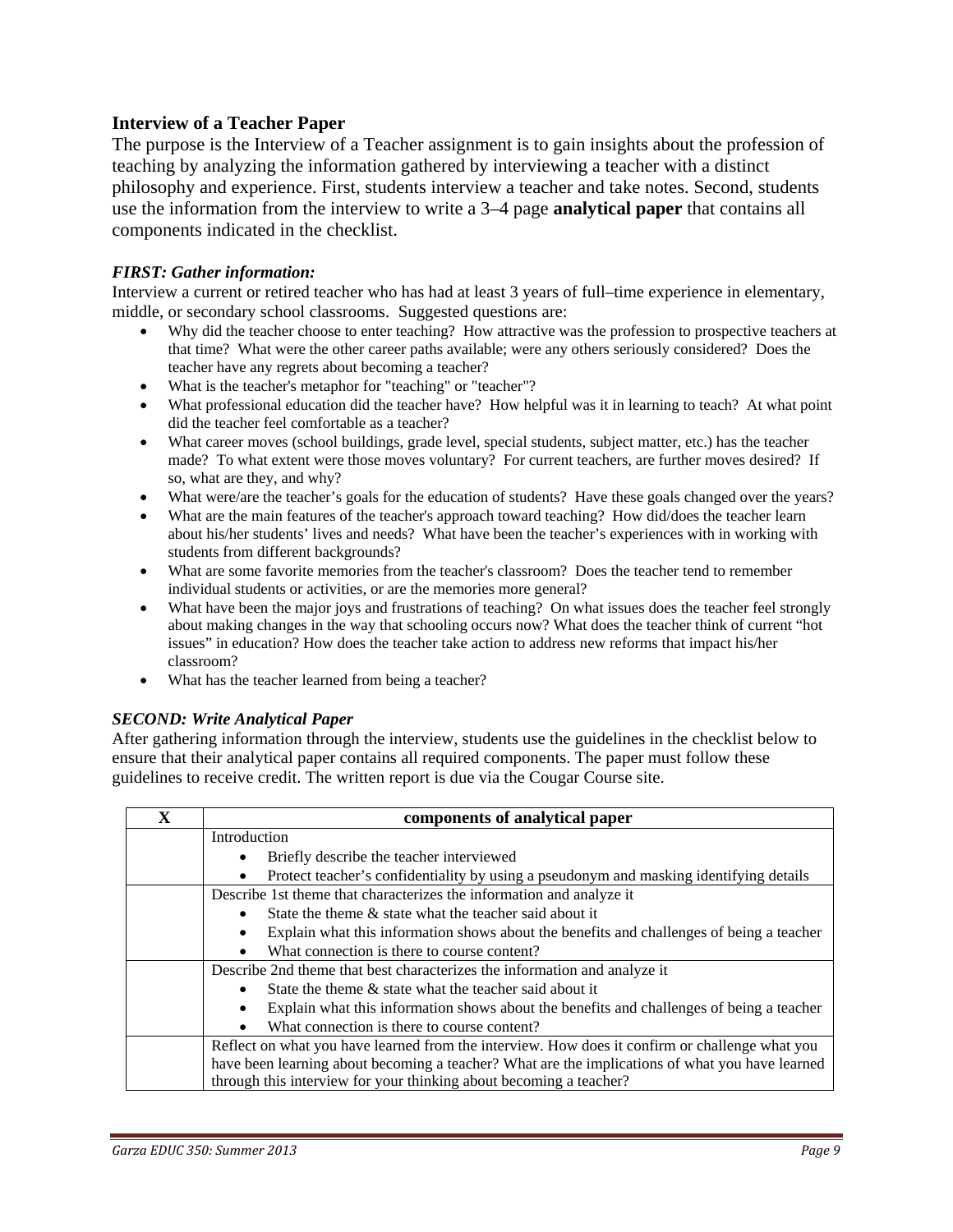## Interview of a Teacher Paper

The purpose is the Interview of a Teacher assignment is to gain insights about the profession of teaching by analyzing the information gathered by interviewing a teacher with a distinct philosophy and experience. First, students interview a teacher and take notes. Second, students use the information from the interview to write a 3–4 page **analytical paper** that contains all components indicated in the checklist.

### *FIRST: Gather information:*

Interview a current or retired teacher who has had at least 3 years of full–time experience in elementary, middle, or secondary school classrooms. Suggested questions are:

- Why did the teacher choose to enter teaching? How attractive was the profession to prospective teachers at that time? What were the other career paths available; were any others seriously considered? Does the teacher have any regrets about becoming a teacher?
- What is the teacher's metaphor for "teaching" or "teacher"?
- What professional education did the teacher have? How helpful was it in learning to teach? At what point did the teacher feel comfortable as a teacher?
- What career moves (school buildings, grade level, special students, subject matter, etc.) has the teacher made? To what extent were those moves voluntary? For current teachers, are further moves desired? If so, what are they, and why?
- What were/are the teacher's goals for the education of students? Have these goals changed over the years?
- What are the main features of the teacher's approach toward teaching? How did/does the teacher learn about his/her students' lives and needs? What have been the teacher's experiences with in working with students from different backgrounds?
- What are some favorite memories from the teacher's classroom? Does the teacher tend to remember individual students or activities, or are the memories more general?
- What have been the major joys and frustrations of teaching? On what issues does the teacher feel strongly about making changes in the way that schooling occurs now? What does the teacher think of current "hot issues" in education? How does the teacher take action to address new reforms that impact his/her classroom?
- What has the teacher learned from being a teacher?

### *SECOND: Write Analytical Paper*

After gathering information through the interview, students use the guidelines in the checklist below to ensure that their analytical paper contains all required components. The paper must follow these guidelines to receive credit. The written report is due via the Cougar Course site.

| X | components of analytical paper |
|---|---|
| | Introduction<br>• Briefly describe the teacher interviewed<br>• Protect teacher's confidentiality by using a pseudonym and masking identifying details |
| | Describe 1st theme that characterizes the information and analyze it<br>• State the theme & state what the teacher said about it<br>• Explain what this information shows about the benefits and challenges of being a teacher<br>• What connection is there to course content? |
| | Describe 2nd theme that best characterizes the information and analyze it<br>• State the theme & state what the teacher said about it<br>• Explain what this information shows about the benefits and challenges of being a teacher<br>• What connection is there to course content? |
| | Reflect on what you have learned from the interview. How does it confirm or challenge what you have been learning about becoming a teacher? What are the implications of what you have learned through this interview for your thinking about becoming a teacher? |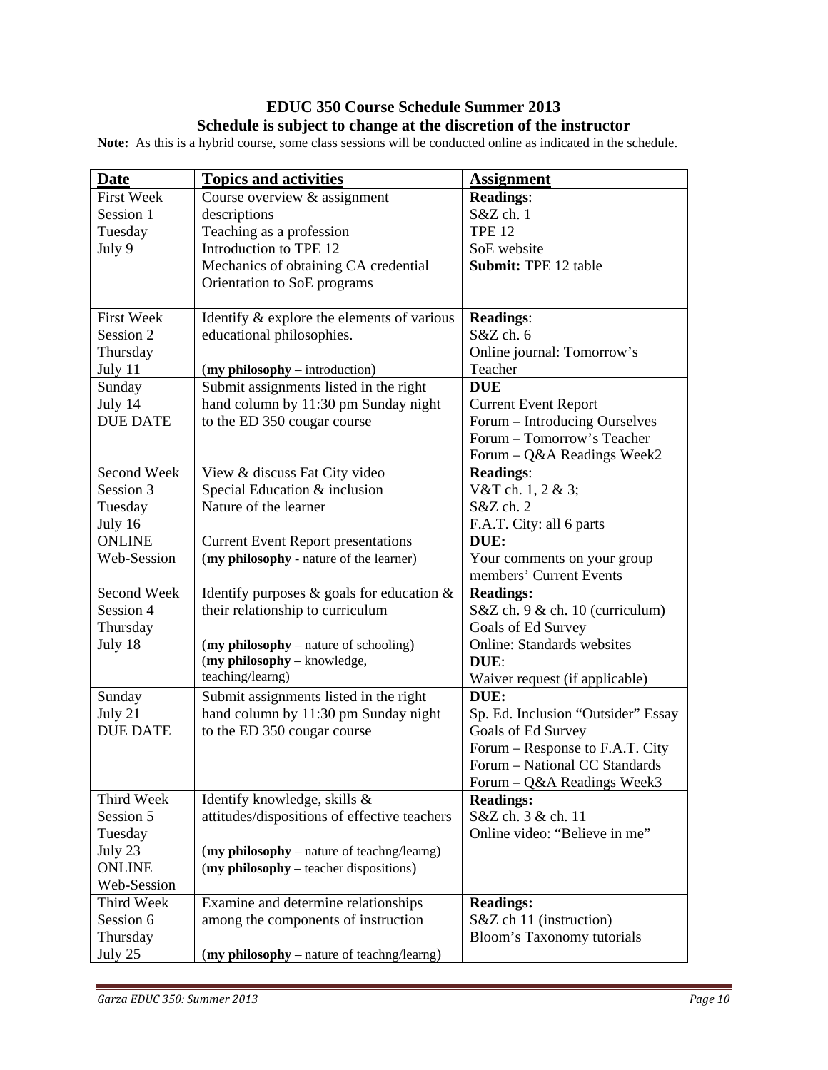**EDUC 350 Course Schedule Summer 2013**
**Schedule is subject to change at the discretion of the instructor**

**Note:** As this is a hybrid course, some class sessions will be conducted online as indicated in the schedule.

| Date | Topics and activities | Assignment |
|---|---|---|
| First Week<br>Session 1<br>Tuesday<br>July 9 | Course overview & assignment descriptions<br>Teaching as a profession<br>Introduction to TPE 12<br>Mechanics of obtaining CA credential<br>Orientation to SoE programs | **Readings**:<br>S&Z ch. 1<br>TPE 12<br>SoE website<br>**Submit:** TPE 12 table |
| First Week<br>Session 2<br>Thursday<br>July 11 | Identify & explore the elements of various educational philosophies.<br><br>(**my philosophy** – introduction) | **Readings**:<br>S&Z ch. 6<br>Online journal: Tomorrow's Teacher |
| Sunday<br>July 14<br>DUE DATE | Submit assignments listed in the right hand column by 11:30 pm Sunday night to the ED 350 cougar course | **DUE**<br>Current Event Report<br>Forum – Introducing Ourselves<br>Forum – Tomorrow's Teacher<br>Forum – Q&A Readings Week2 |
| Second Week<br>Session 3<br>Tuesday<br>July 16<br>ONLINE<br>Web-Session | View & discuss Fat City video<br>Special Education & inclusion<br>Nature of the learner<br><br>Current Event Report presentations<br>(**my philosophy** - nature of the learner) | **Readings**:<br>V&T ch. 1, 2 & 3;<br>S&Z ch. 2<br>F.A.T. City: all 6 parts<br>**DUE:**<br>Your comments on your group members' Current Events |
| Second Week<br>Session 4<br>Thursday<br>July 18 | Identify purposes & goals for education & their relationship to curriculum<br><br>(**my philosophy** – nature of schooling)<br>(**my philosophy** – knowledge, teaching/learng) | **Readings:**<br>S&Z ch. 9 & ch. 10 (curriculum)<br>Goals of Ed Survey<br>Online: Standards websites<br>**DUE**:<br>Waiver request (if applicable) |
| Sunday<br>July 21<br>DUE DATE | Submit assignments listed in the right hand column by 11:30 pm Sunday night to the ED 350 cougar course | **DUE:**<br>Sp. Ed. Inclusion "Outsider" Essay<br>Goals of Ed Survey<br>Forum – Response to F.A.T. City<br>Forum – National CC Standards<br>Forum – Q&A Readings Week3 |
| Third Week<br>Session 5<br>Tuesday<br>July 23<br>ONLINE<br>Web-Session | Identify knowledge, skills & attitudes/dispositions of effective teachers<br><br>(**my philosophy** – nature of teachng/learng)<br>(**my philosophy** – teacher dispositions) | **Readings:**<br>S&Z ch. 3 & ch. 11<br>Online video: "Believe in me" |
| Third Week<br>Session 6<br>Thursday<br>July 25 | Examine and determine relationships among the components of instruction<br><br>(**my philosophy** – nature of teachng/learng) | **Readings:**<br>S&Z ch 11 (instruction)<br>Bloom's Taxonomy tutorials |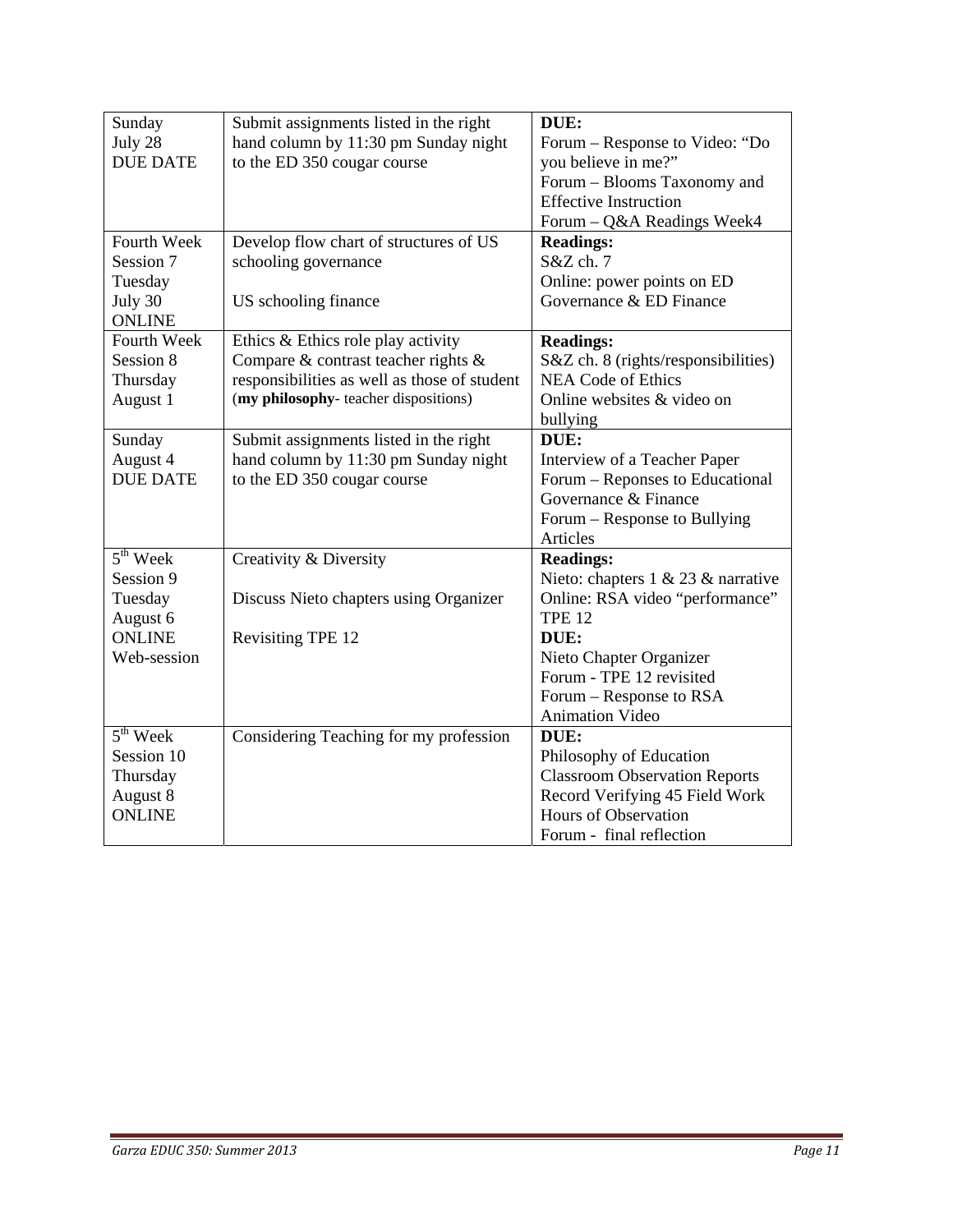| | | |
|---|---|---|
| Sunday<br>July 28<br>DUE DATE | Submit assignments listed in the right hand column by 11:30 pm Sunday night to the ED 350 cougar course | **DUE:**<br>Forum – Response to Video: "Do you believe in me?"<br>Forum – Blooms Taxonomy and Effective Instruction<br>Forum – Q&A Readings Week4 |
| Fourth Week<br>Session 7<br>Tuesday<br>July 30<br>ONLINE | Develop flow chart of structures of US schooling governance<br><br>US schooling finance | **Readings:**<br>S&Z ch. 7<br>Online: power points on ED Governance & ED Finance |
| Fourth Week<br>Session 8<br>Thursday<br>August 1 | Ethics & Ethics role play activity<br>Compare & contrast teacher rights & responsibilities as well as those of student (**my philosophy**- teacher dispositions) | **Readings:**<br>S&Z ch. 8 (rights/responsibilities)<br>NEA Code of Ethics<br>Online websites & video on bullying |
| Sunday<br>August 4<br>DUE DATE | Submit assignments listed in the right hand column by 11:30 pm Sunday night to the ED 350 cougar course | **DUE:**<br>Interview of a Teacher Paper<br>Forum – Reponses to Educational Governance & Finance<br>Forum – Response to Bullying Articles |
| 5th Week<br>Session 9<br>Tuesday<br>August 6<br>ONLINE<br>Web-session | Creativity & Diversity<br><br>Discuss Nieto chapters using Organizer<br><br>Revisiting TPE 12 | **Readings:**<br>Nieto: chapters 1 & 23 & narrative<br>Online: RSA video "performance"<br>TPE 12<br>**DUE:**<br>Nieto Chapter Organizer<br>Forum - TPE 12 revisited<br>Forum – Response to RSA Animation Video |
| 5th Week<br>Session 10<br>Thursday<br>August 8<br>ONLINE | Considering Teaching for my profession | **DUE:**<br>Philosophy of Education<br>Classroom Observation Reports<br>Record Verifying 45 Field Work Hours of Observation<br>Forum - final reflection |